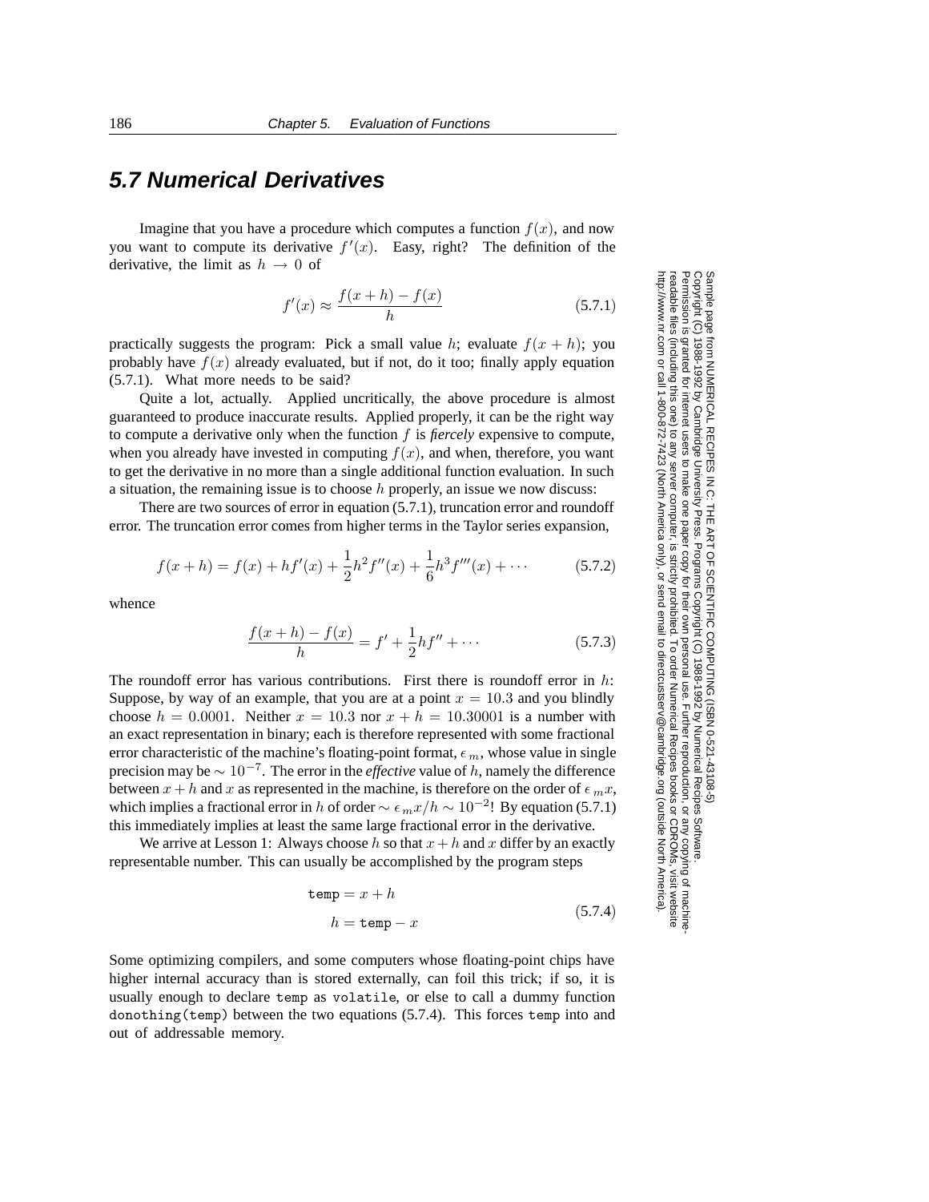## 5.7 Numerical Derivatives

Imagine that you have a procedure which computes a function $f(x)$, and now you want to compute its derivative $f'(x)$. Easy, right? The definition of the derivative, the limit as $h \to 0$ of

$$f'(x) \approx \frac{f(x+h) - f(x)}{h} \tag{5.7.1}$$

practically suggests the program: Pick a small value $h$; evaluate $f(x+h)$; you probably have $f(x)$ already evaluated, but if not, do it too; finally apply equation (5.7.1). What more needs to be said?

Quite a lot, actually. Applied uncritically, the above procedure is almost guaranteed to produce inaccurate results. Applied properly, it can be the right way to compute a derivative only when the function $f$ is *fiercely* expensive to compute, when you already have invested in computing $f(x)$, and when, therefore, you want to get the derivative in no more than a single additional function evaluation. In such a situation, the remaining issue is to choose $h$ properly, an issue we now discuss:

There are two sources of error in equation (5.7.1), truncation error and roundoff error. The truncation error comes from higher terms in the Taylor series expansion,

$$f(x+h) = f(x) + hf'(x) + \frac{1}{2}h^2 f''(x) + \frac{1}{6}h^3 f'''(x) + \cdots \tag{5.7.2}$$

whence

$$\frac{f(x+h) - f(x)}{h} = f' + \frac{1}{2}hf'' + \cdots \tag{5.7.3}$$

The roundoff error has various contributions. First there is roundoff error in $h$: Suppose, by way of an example, that you are at a point $x = 10.3$ and you blindly choose $h = 0.0001$. Neither $x = 10.3$ nor $x + h = 10.30001$ is a number with an exact representation in binary; each is therefore represented with some fractional error characteristic of the machine's floating-point format, $\epsilon_m$, whose value in single precision may be $\sim 10^{-7}$. The error in the *effective* value of $h$, namely the difference between $x + h$ and $x$ as represented in the machine, is therefore on the order of $\epsilon_m x$, which implies a fractional error in $h$ of order $\sim \epsilon_m x/h \sim 10^{-2}$! By equation (5.7.1) this immediately implies at least the same large fractional error in the derivative.

We arrive at Lesson 1: Always choose $h$ so that $x + h$ and $x$ differ by an exactly representable number. This can usually be accomplished by the program steps

$$\begin{aligned} \texttt{temp} &= x + h \\ h &= \texttt{temp} - x \end{aligned} \tag{5.7.4}$$

Some optimizing compilers, and some computers whose floating-point chips have higher internal accuracy than is stored externally, can foil this trick; if so, it is usually enough to declare `temp` as `volatile`, or else to call a dummy function `donothing(temp)` between the two equations (5.7.4). This forces `temp` into and out of addressable memory.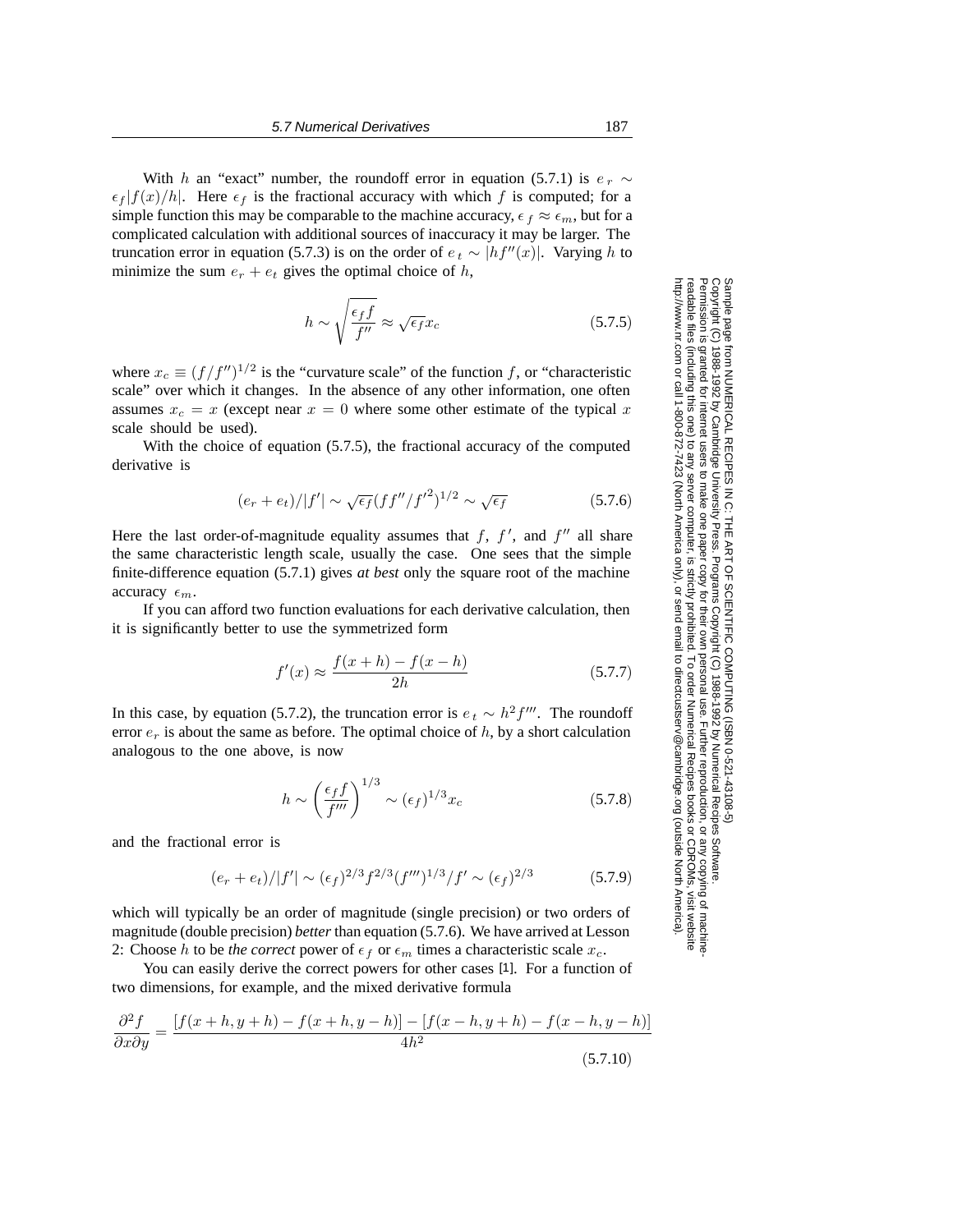With $h$ an "exact" number, the roundoff error in equation (5.7.1) is $e_r \sim \epsilon_f |f(x)/h|$. Here $\epsilon_f$ is the fractional accuracy with which $f$ is computed; for a simple function this may be comparable to the machine accuracy, $\epsilon_f \approx \epsilon_m$, but for a complicated calculation with additional sources of inaccuracy it may be larger. The truncation error in equation (5.7.3) is on the order of $e_t \sim |hf''(x)|$. Varying $h$ to minimize the sum $e_r + e_t$ gives the optimal choice of $h$,

$$h \sim \sqrt{\frac{\epsilon_f f}{f''}} \approx \sqrt{\epsilon_f} x_c \tag{5.7.5}$$

where $x_c \equiv (f/f'')^{1/2}$ is the "curvature scale" of the function $f$, or "characteristic scale" over which it changes. In the absence of any other information, one often assumes $x_c = x$ (except near $x = 0$ where some other estimate of the typical $x$ scale should be used).

With the choice of equation (5.7.5), the fractional accuracy of the computed derivative is

$$(e_r + e_t)/|f'| \sim \sqrt{\epsilon_f}(ff''/f'^2)^{1/2} \sim \sqrt{\epsilon_f} \tag{5.7.6}$$

Here the last order-of-magnitude equality assumes that $f$, $f'$, and $f''$ all share the same characteristic length scale, usually the case. One sees that the simple finite-difference equation (5.7.1) gives *at best* only the square root of the machine accuracy $\epsilon_m$.

If you can afford two function evaluations for each derivative calculation, then it is significantly better to use the symmetrized form

$$f'(x) \approx \frac{f(x+h) - f(x-h)}{2h} \tag{5.7.7}$$

In this case, by equation (5.7.2), the truncation error is $e_t \sim h^2 f'''$. The roundoff error $e_r$ is about the same as before. The optimal choice of $h$, by a short calculation analogous to the one above, is now

$$h \sim \left(\frac{\epsilon_f f}{f'''}\right)^{1/3} \sim (\epsilon_f)^{1/3} x_c \tag{5.7.8}$$

and the fractional error is

$$(e_r + e_t)/|f'| \sim (\epsilon_f)^{2/3} f^{2/3} (f''')^{1/3}/f' \sim (\epsilon_f)^{2/3} \tag{5.7.9}$$

which will typically be an order of magnitude (single precision) or two orders of magnitude (double precision) *better* than equation (5.7.6). We have arrived at Lesson 2: Choose $h$ to be *the correct* power of $\epsilon_f$ or $\epsilon_m$ times a characteristic scale $x_c$.

You can easily derive the correct powers for other cases [1]. For a function of two dimensions, for example, and the mixed derivative formula

$$\frac{\partial^2 f}{\partial x \partial y} = \frac{[f(x+h, y+h) - f(x+h, y-h)] - [f(x-h, y+h) - f(x-h, y-h)]}{4h^2} \tag{5.7.10}$$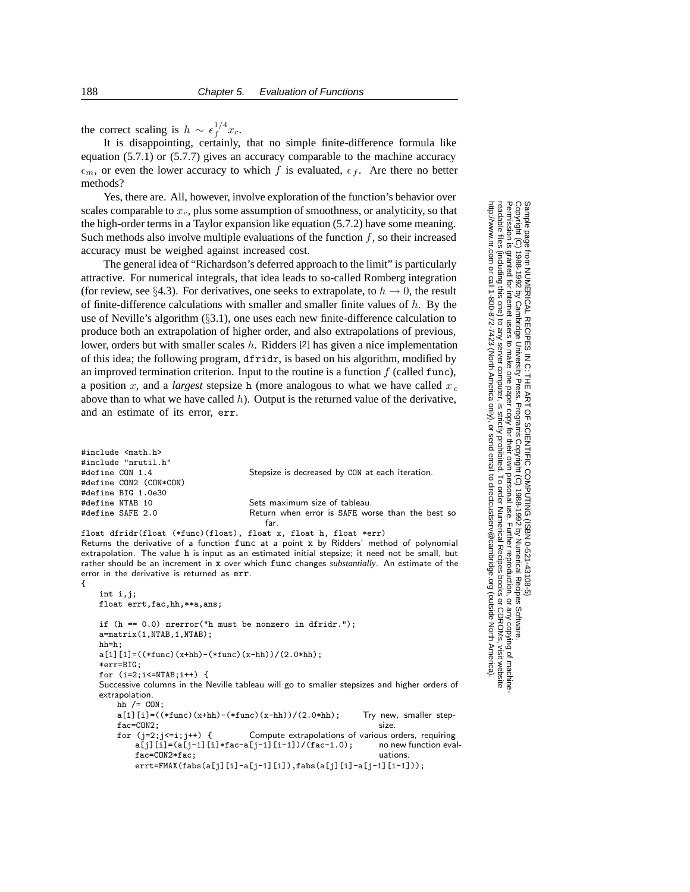the correct scaling is $h \sim \epsilon_f^{1/4} x_c$.

It is disappointing, certainly, that no simple finite-difference formula like equation (5.7.1) or (5.7.7) gives an accuracy comparable to the machine accuracy $\epsilon_m$, or even the lower accuracy to which $f$ is evaluated, $\epsilon_f$. Are there no better methods?

Yes, there are. All, however, involve exploration of the function's behavior over scales comparable to $x_c$, plus some assumption of smoothness, or analyticity, so that the high-order terms in a Taylor expansion like equation (5.7.2) have some meaning. Such methods also involve multiple evaluations of the function $f$, so their increased accuracy must be weighed against increased cost.

The general idea of "Richardson's deferred approach to the limit" is particularly attractive. For numerical integrals, that idea leads to so-called Romberg integration (for review, see §4.3). For derivatives, one seeks to extrapolate, to $h \to 0$, the result of finite-difference calculations with smaller and smaller finite values of $h$. By the use of Neville's algorithm (§3.1), one uses each new finite-difference calculation to produce both an extrapolation of higher order, and also extrapolations of previous, lower, orders but with smaller scales $h$. Ridders [2] has given a nice implementation of this idea; the following program, `dfridr`, is based on his algorithm, modified by an improved termination criterion. Input to the routine is a function $f$ (called `func`), a position $x$, and a *largest* stepsize `h` (more analogous to what we have called $x_c$ above than to what we have called $h$). Output is the returned value of the derivative, and an estimate of its error, `err`.

```
#include <math.h>
#include "nrutil.h"
#define CON 1.4                 Stepsize is decreased by CON at each iteration.
#define CON2 (CON*CON)
#define BIG 1.0e30
#define NTAB 10                 Sets maximum size of tableau.
#define SAFE 2.0                Return when error is SAFE worse than the best so
                                   far.
float dfridr(float (*func)(float), float x, float h, float *err)
```

Returns the derivative of a function `func` at a point `x` by Ridders' method of polynomial extrapolation. The value `h` is input as an estimated initial stepsize; it need not be small, but rather should be an increment in `x` over which `func` changes *substantially*. An estimate of the error in the derivative is returned as `err`.

```
{
    int i,j;
    float errt,fac,hh,**a,ans;

    if (h == 0.0) nrerror("h must be nonzero in dfridr.");
    a=matrix(1,NTAB,1,NTAB);
    hh=h;
    a[1][1]=((*func)(x+hh)-(*func)(x-hh))/(2.0*hh);
    *err=BIG;
    for (i=2;i<=NTAB;i++) {
    Successive columns in the Neville tableau will go to smaller stepsizes and higher orders of
    extrapolation.
        hh /= CON;
        a[1][i]=((*func)(x+hh)-(*func)(x-hh))/(2.0*hh);      Try new, smaller step-
        fac=CON2;                                                size.
        for (j=2;j<=i;j++) {          Compute extrapolations of various orders, requiring
            a[j][i]=(a[j-1][i]*fac-a[j-1][i-1])/(fac-1.0);      no new function eval-
            fac=CON2*fac;                                        uations.
            errt=FMAX(fabs(a[j][i]-a[j-1][i]),fabs(a[j][i]-a[j-1][i-1]));
```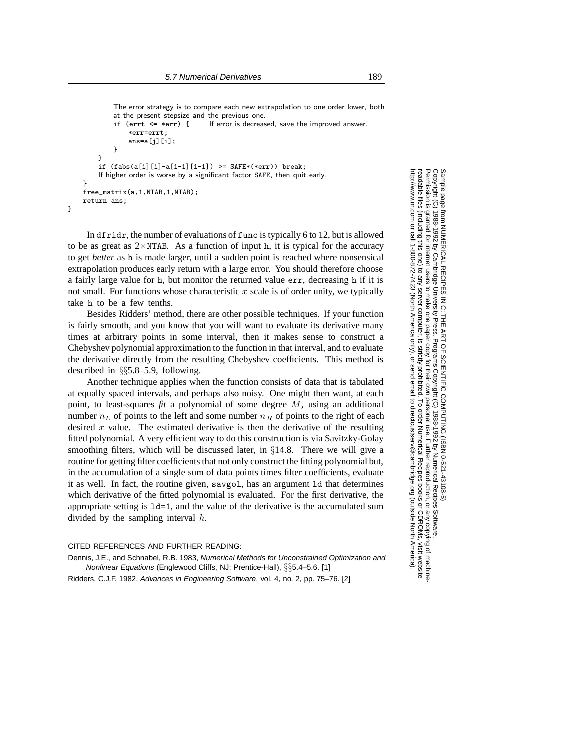```
            The error strategy is to compare each new extrapolation to one order lower, both
            at the present stepsize and the previous one.
            if (errt <= *err) {       If error is decreased, save the improved answer.
                *err=errt;
                ans=a[j][i];
            }
        }
        if (fabs(a[i][i]-a[i-1][i-1]) >= SAFE*(*err)) break;
        If higher order is worse by a significant factor SAFE, then quit early.
    }
    free_matrix(a,1,NTAB,1,NTAB);
    return ans;
}
```

In `dfridr`, the number of evaluations of `func` is typically 6 to 12, but is allowed to be as great as $2\times$`NTAB`. As a function of input `h`, it is typical for the accuracy to get *better* as `h` is made larger, until a sudden point is reached where nonsensical extrapolation produces early return with a large error. You should therefore choose a fairly large value for `h`, but monitor the returned value `err`, decreasing `h` if it is not small. For functions whose characteristic $x$ scale is of order unity, we typically take `h` to be a few tenths.

Besides Ridders' method, there are other possible techniques. If your function is fairly smooth, and you know that you will want to evaluate its derivative many times at arbitrary points in some interval, then it makes sense to construct a Chebyshev polynomial approximation to the function in that interval, and to evaluate the derivative directly from the resulting Chebyshev coefficients. This method is described in §§5.8–5.9, following.

Another technique applies when the function consists of data that is tabulated at equally spaced intervals, and perhaps also noisy. One might then want, at each point, to least-squares *fit* a polynomial of some degree $M$, using an additional number $n_L$ of points to the left and some number $n_R$ of points to the right of each desired $x$ value. The estimated derivative is then the derivative of the resulting fitted polynomial. A very efficient way to do this construction is via Savitzky-Golay smoothing filters, which will be discussed later, in §14.8. There we will give a routine for getting filter coefficients that not only construct the fitting polynomial but, in the accumulation of a single sum of data points times filter coefficients, evaluate it as well. In fact, the routine given, `savgol`, has an argument `ld` that determines which derivative of the fitted polynomial is evaluated. For the first derivative, the appropriate setting is `ld=1`, and the value of the derivative is the accumulated sum divided by the sampling interval $h$.

CITED REFERENCES AND FURTHER READING:

Dennis, J.E., and Schnabel, R.B. 1983, *Numerical Methods for Unconstrained Optimization and Nonlinear Equations* (Englewood Cliffs, NJ: Prentice-Hall), §§5.4–5.6. [1]

Ridders, C.J.F. 1982, *Advances in Engineering Software*, vol. 4, no. 2, pp. 75–76. [2]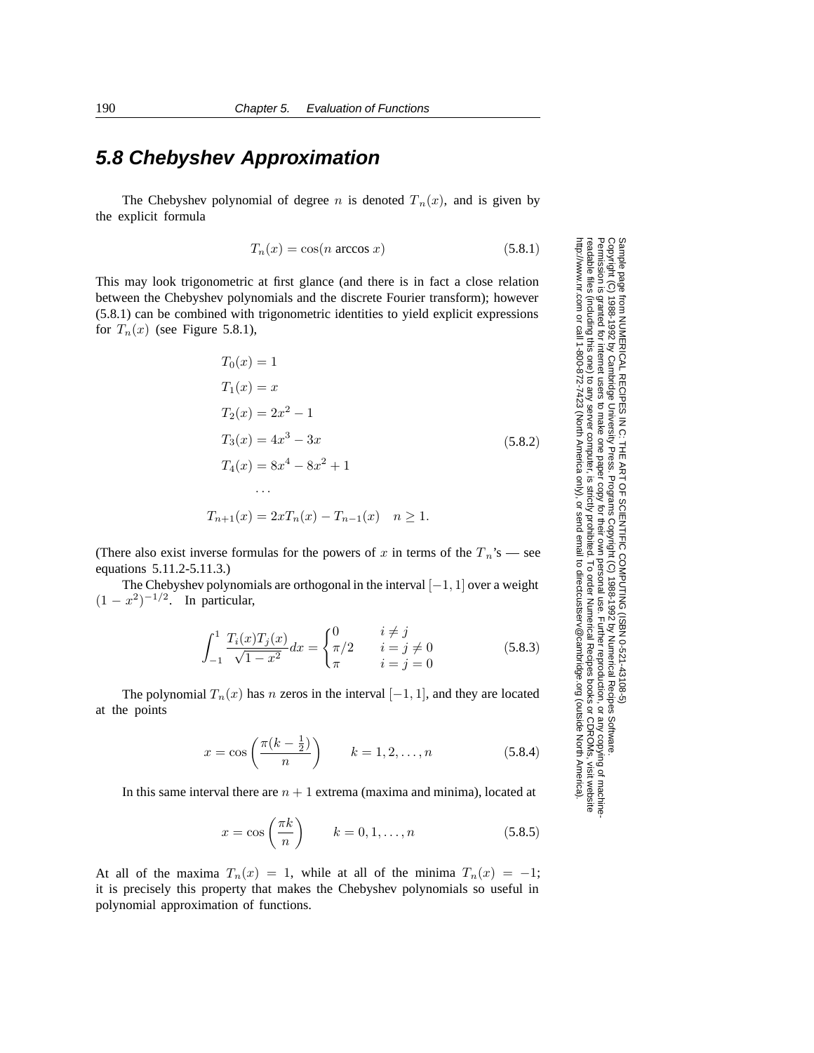## 5.8 Chebyshev Approximation

The Chebyshev polynomial of degree $n$ is denoted $T_n(x)$, and is given by the explicit formula

$$T_n(x) = \cos(n \arccos x) \tag{5.8.1}$$

This may look trigonometric at first glance (and there is in fact a close relation between the Chebyshev polynomials and the discrete Fourier transform); however (5.8.1) can be combined with trigonometric identities to yield explicit expressions for $T_n(x)$ (see Figure 5.8.1),

$$\begin{aligned}
T_0(x) &= 1 \\
T_1(x) &= x \\
T_2(x) &= 2x^2 - 1 \\
T_3(x) &= 4x^3 - 3x \\
T_4(x) &= 8x^4 - 8x^2 + 1 \\
&\cdots \\
T_{n+1}(x) &= 2xT_n(x) - T_{n-1}(x) \quad n \geq 1.
\end{aligned} \tag{5.8.2}$$

(There also exist inverse formulas for the powers of $x$ in terms of the $T_n$'s — see equations 5.11.2-5.11.3.)

The Chebyshev polynomials are orthogonal in the interval $[-1, 1]$ over a weight $(1 - x^2)^{-1/2}$. In particular,

$$\int_{-1}^{1} \frac{T_i(x)T_j(x)}{\sqrt{1-x^2}} dx = \begin{cases} 0 & i \neq j \\ \pi/2 & i = j \neq 0 \\ \pi & i = j = 0 \end{cases} \tag{5.8.3}$$

The polynomial $T_n(x)$ has $n$ zeros in the interval $[-1, 1]$, and they are located at the points

$$x = \cos\left(\frac{\pi(k - \frac{1}{2})}{n}\right) \qquad k = 1, 2, \ldots, n \tag{5.8.4}$$

In this same interval there are $n + 1$ extrema (maxima and minima), located at

$$x = \cos\left(\frac{\pi k}{n}\right) \qquad k = 0, 1, \ldots, n \tag{5.8.5}$$

At all of the maxima $T_n(x) = 1$, while at all of the minima $T_n(x) = -1$; it is precisely this property that makes the Chebyshev polynomials so useful in polynomial approximation of functions.